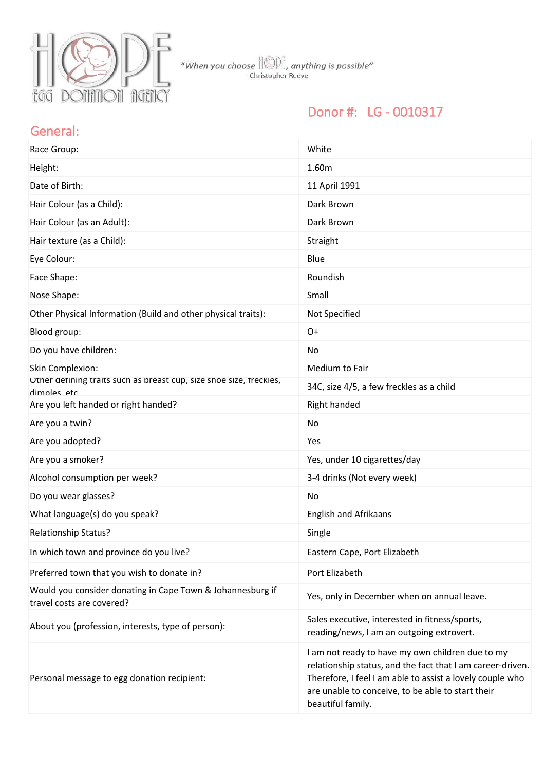HOPE EGG DONATION AGENCY

*"When you choose HOPE, anything is possible"*
- Christopher Reeve

## Donor #: LG - 0010317

## General:

| | |
|---|---|
| Race Group: | White |
| Height: | 1.60m |
| Date of Birth: | 11 April 1991 |
| Hair Colour (as a Child): | Dark Brown |
| Hair Colour (as an Adult): | Dark Brown |
| Hair texture (as a Child): | Straight |
| Eye Colour: | Blue |
| Face Shape: | Roundish |
| Nose Shape: | Small |
| Other Physical Information (Build and other physical traits): | Not Specified |
| Blood group: | O+ |
| Do you have children: | No |
| Skin Complexion: | Medium to Fair |
| Other defining traits such as breast cup, size shoe size, freckles, dimples, etc. | 34C, size 4/5, a few freckles as a child |
| Are you left handed or right handed? | Right handed |
| Are you a twin? | No |
| Are you adopted? | Yes |
| Are you a smoker? | Yes, under 10 cigarettes/day |
| Alcohol consumption per week? | 3-4 drinks (Not every week) |
| Do you wear glasses? | No |
| What language(s) do you speak? | English and Afrikaans |
| Relationship Status? | Single |
| In which town and province do you live? | Eastern Cape, Port Elizabeth |
| Preferred town that you wish to donate in? | Port Elizabeth |
| Would you consider donating in Cape Town & Johannesburg if travel costs are covered? | Yes, only in December when on annual leave. |
| About you (profession, interests, type of person): | Sales executive, interested in fitness/sports, reading/news, I am an outgoing extrovert. |
| Personal message to egg donation recipient: | I am not ready to have my own children due to my relationship status, and the fact that I am career-driven. Therefore, I feel I am able to assist a lovely couple who are unable to conceive, to be able to start their beautiful family. |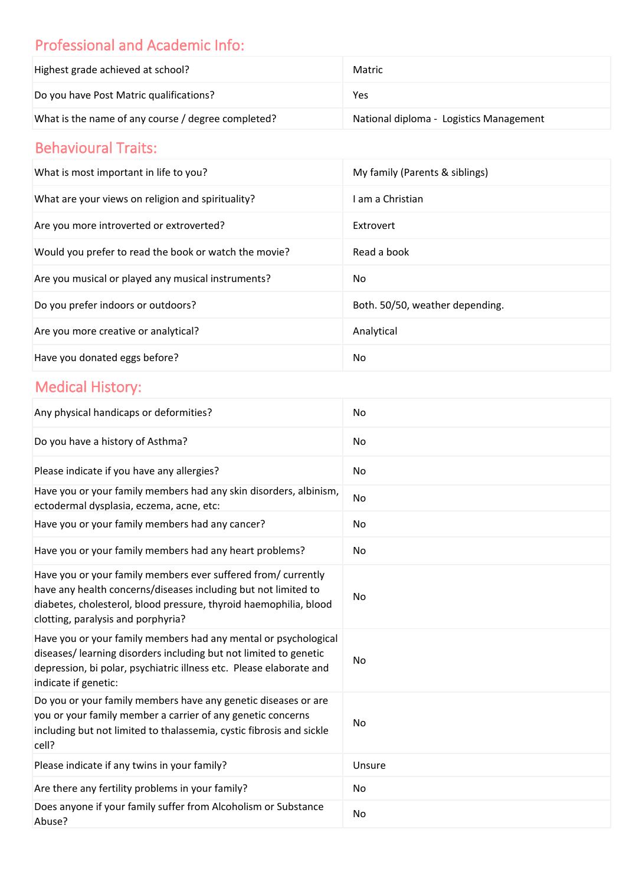## Professional and Academic Info:

| | |
|---|---|
| Highest grade achieved at school? | Matric |
| Do you have Post Matric qualifications? | Yes |
| What is the name of any course / degree completed? | National diploma - Logistics Management |

## Behavioural Traits:

| | |
|---|---|
| What is most important in life to you? | My family (Parents & siblings) |
| What are your views on religion and spirituality? | I am a Christian |
| Are you more introverted or extroverted? | Extrovert |
| Would you prefer to read the book or watch the movie? | Read a book |
| Are you musical or played any musical instruments? | No |
| Do you prefer indoors or outdoors? | Both. 50/50, weather depending. |
| Are you more creative or analytical? | Analytical |
| Have you donated eggs before? | No |

## Medical History:

| | |
|---|---|
| Any physical handicaps or deformities? | No |
| Do you have a history of Asthma? | No |
| Please indicate if you have any allergies? | No |
| Have you or your family members had any skin disorders, albinism, ectodermal dysplasia, eczema, acne, etc: | No |
| Have you or your family members had any cancer? | No |
| Have you or your family members had any heart problems? | No |
| Have you or your family members ever suffered from/ currently have any health concerns/diseases including but not limited to diabetes, cholesterol, blood pressure, thyroid haemophilia, blood clotting, paralysis and porphyria? | No |
| Have you or your family members had any mental or psychological diseases/ learning disorders including but not limited to genetic depression, bi polar, psychiatric illness etc. Please elaborate and indicate if genetic: | No |
| Do you or your family members have any genetic diseases or are you or your family member a carrier of any genetic concerns including but not limited to thalassemia, cystic fibrosis and sickle cell? | No |
| Please indicate if any twins in your family? | Unsure |
| Are there any fertility problems in your family? | No |
| Does anyone if your family suffer from Alcoholism or Substance Abuse? | No |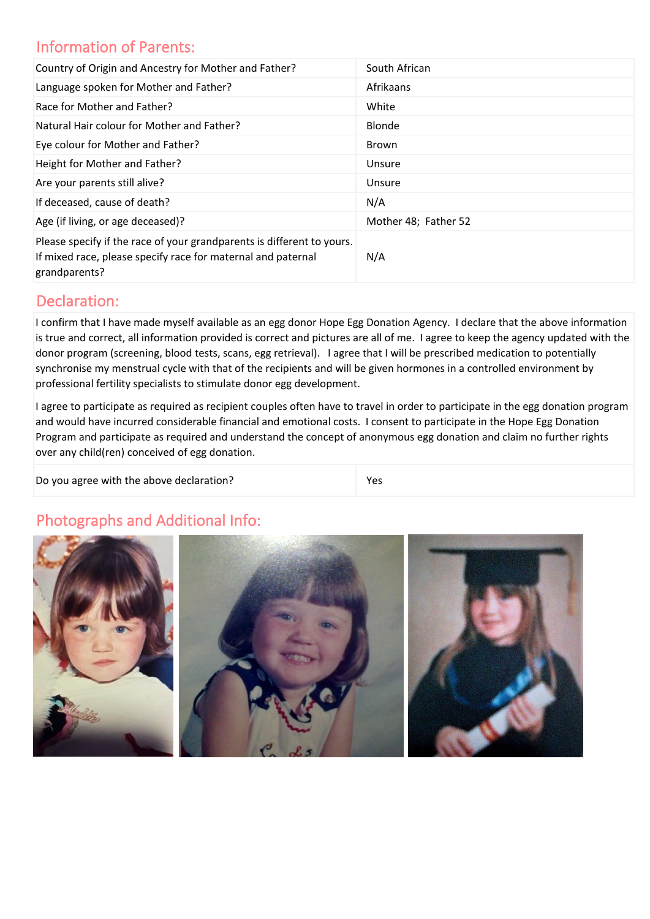## Information of Parents:

| | |
|---|---|
| Country of Origin and Ancestry for Mother and Father? | South African |
| Language spoken for Mother and Father? | Afrikaans |
| Race for Mother and Father? | White |
| Natural Hair colour for Mother and Father? | Blonde |
| Eye colour for Mother and Father? | Brown |
| Height for Mother and Father? | Unsure |
| Are your parents still alive? | Unsure |
| If deceased, cause of death? | N/A |
| Age (if living, or age deceased)? | Mother 48; Father 52 |
| Please specify if the race of your grandparents is different to yours. If mixed race, please specify race for maternal and paternal grandparents? | N/A |

## Declaration:

I confirm that I have made myself available as an egg donor Hope Egg Donation Agency. I declare that the above information is true and correct, all information provided is correct and pictures are all of me. I agree to keep the agency updated with the donor program (screening, blood tests, scans, egg retrieval). I agree that I will be prescribed medication to potentially synchronise my menstrual cycle with that of the recipients and will be given hormones in a controlled environment by professional fertility specialists to stimulate donor egg development.

I agree to participate as required as recipient couples often have to travel in order to participate in the egg donation program and would have incurred considerable financial and emotional costs. I consent to participate in the Hope Egg Donation Program and participate as required and understand the concept of anonymous egg donation and claim no further rights over any child(ren) conceived of egg donation.

| | |
|---|---|
| Do you agree with the above declaration? | Yes |

## Photographs and Additional Info: